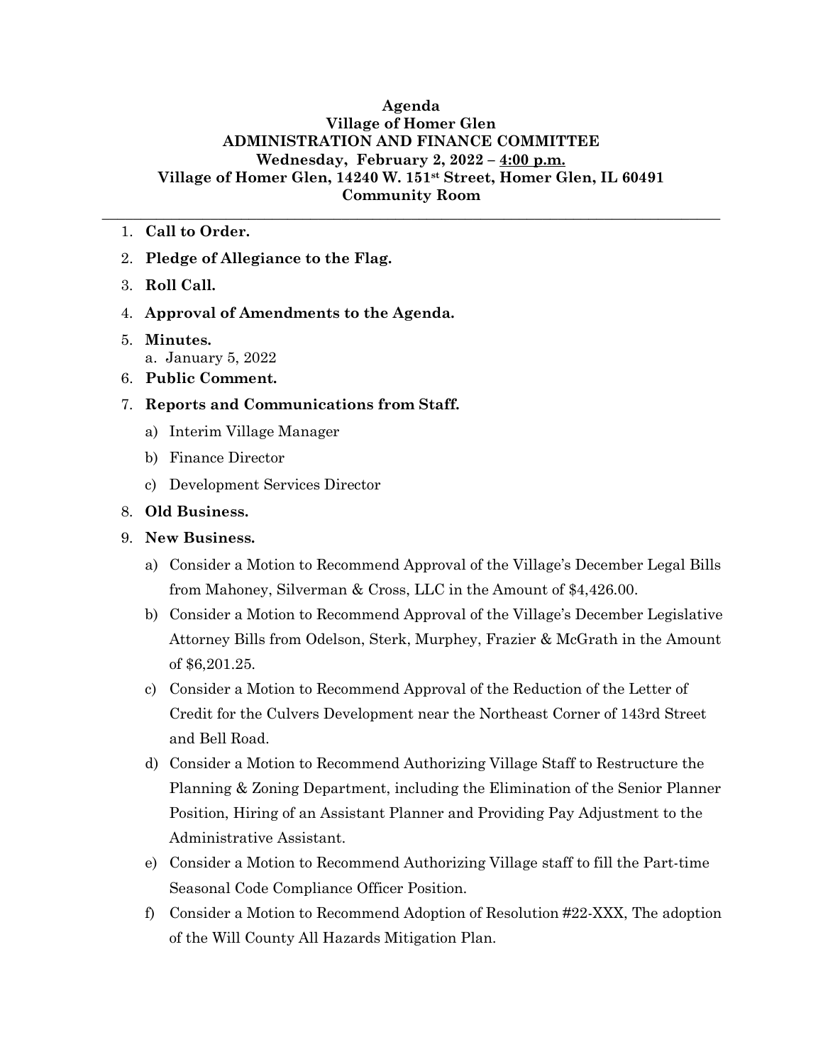**Agenda**
**Village of Homer Glen**
**ADMINISTRATION AND FINANCE COMMITTEE**
**Wednesday, February 2, 2022 – 4:00 p.m.**
**Village of Homer Glen, 14240 W. 151st Street, Homer Glen, IL 60491**
**Community Room**

---

1. **Call to Order.**
2. **Pledge of Allegiance to the Flag.**
3. **Roll Call.**
4. **Approval of Amendments to the Agenda.**
5. **Minutes.**
   a. January 5, 2022
6. **Public Comment.**
7. **Reports and Communications from Staff.**
   a) Interim Village Manager
   b) Finance Director
   c) Development Services Director
8. **Old Business.**
9. **New Business.**
   a) Consider a Motion to Recommend Approval of the Village's December Legal Bills from Mahoney, Silverman & Cross, LLC in the Amount of $4,426.00.
   b) Consider a Motion to Recommend Approval of the Village's December Legislative Attorney Bills from Odelson, Sterk, Murphey, Frazier & McGrath in the Amount of $6,201.25.
   c) Consider a Motion to Recommend Approval of the Reduction of the Letter of Credit for the Culvers Development near the Northeast Corner of 143rd Street and Bell Road.
   d) Consider a Motion to Recommend Authorizing Village Staff to Restructure the Planning & Zoning Department, including the Elimination of the Senior Planner Position, Hiring of an Assistant Planner and Providing Pay Adjustment to the Administrative Assistant.
   e) Consider a Motion to Recommend Authorizing Village staff to fill the Part-time Seasonal Code Compliance Officer Position.
   f) Consider a Motion to Recommend Adoption of Resolution #22-XXX, The adoption of the Will County All Hazards Mitigation Plan.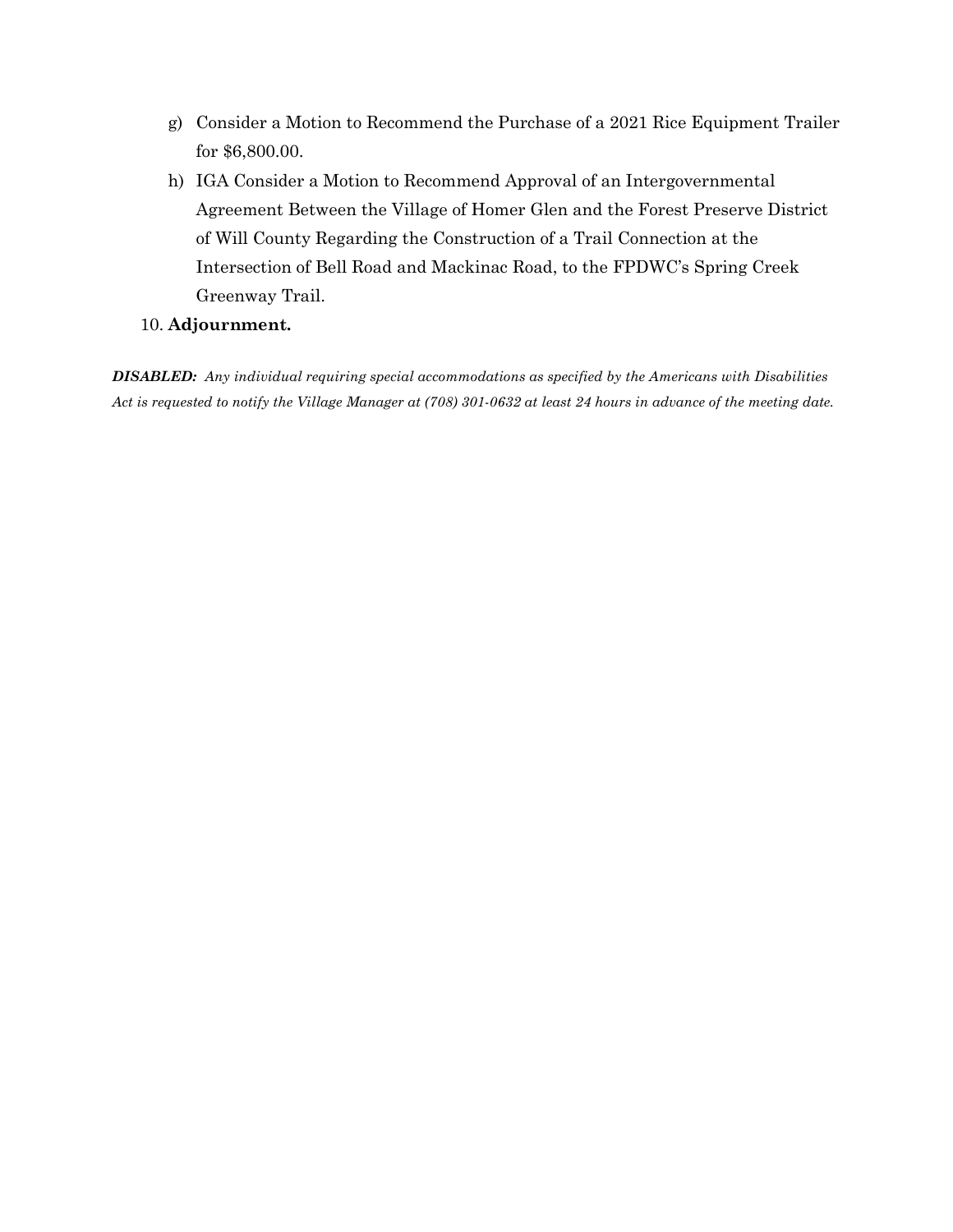g) Consider a Motion to Recommend the Purchase of a 2021 Rice Equipment Trailer for $6,800.00.

h) IGA Consider a Motion to Recommend Approval of an Intergovernmental Agreement Between the Village of Homer Glen and the Forest Preserve District of Will County Regarding the Construction of a Trail Connection at the Intersection of Bell Road and Mackinac Road, to the FPDWC's Spring Creek Greenway Trail.

10. **Adjournment.**

***DISABLED:*** *Any individual requiring special accommodations as specified by the Americans with Disabilities Act is requested to notify the Village Manager at (708) 301-0632 at least 24 hours in advance of the meeting date.*